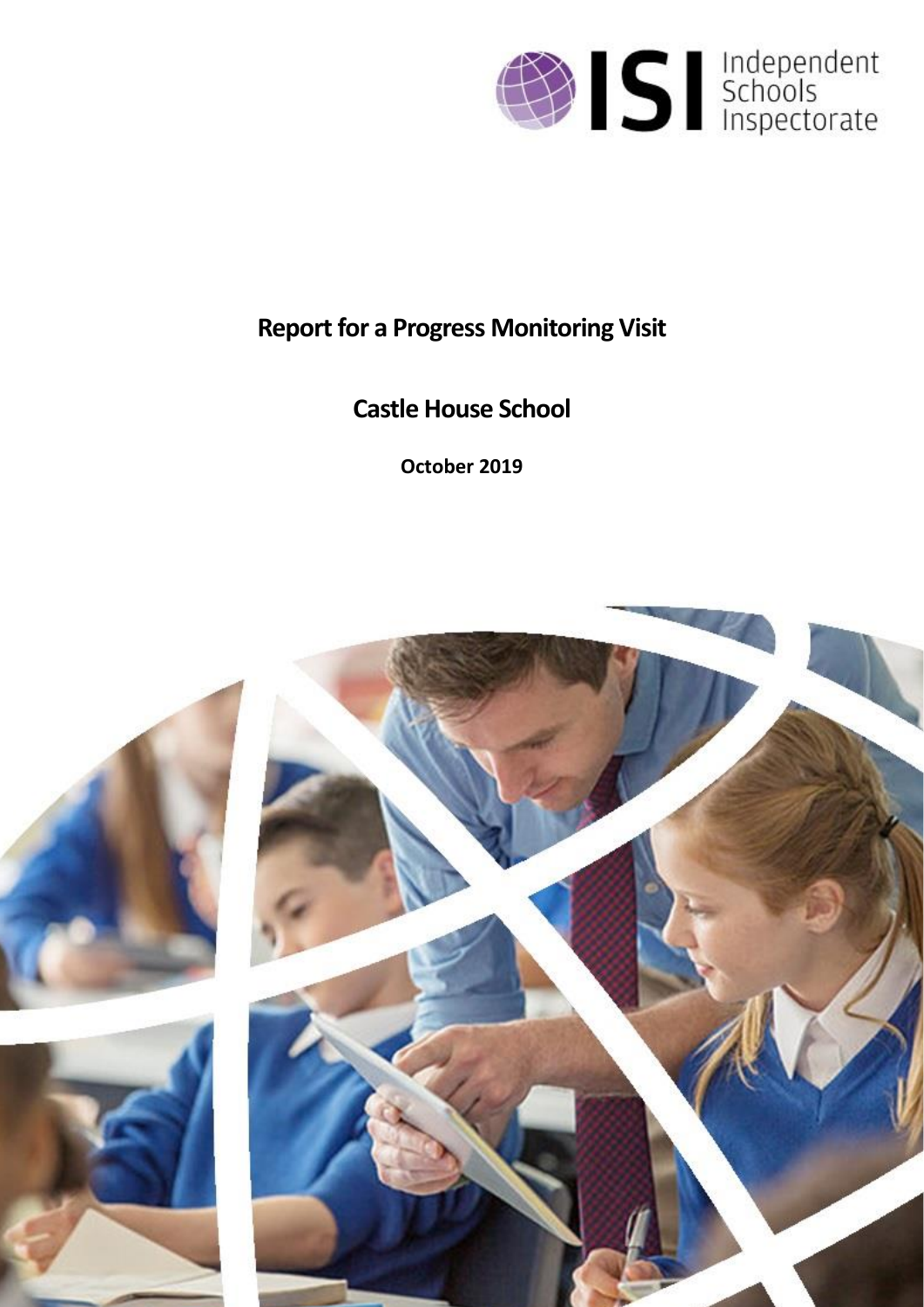ISI Independent Schools Inspectorate

# Report for a Progress Monitoring Visit

## Castle House School

**October 2019**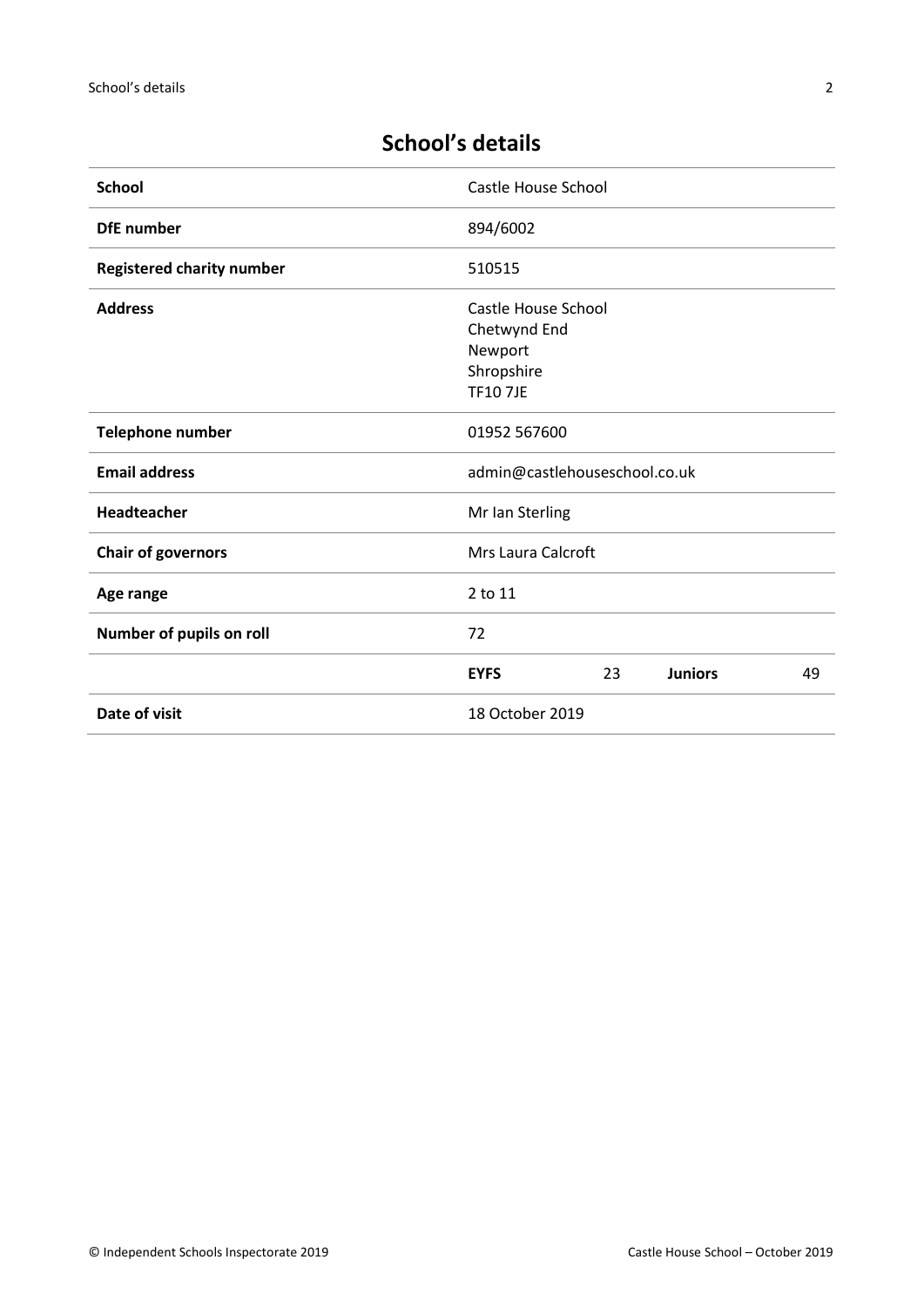## School's details

| | | | | |
|---|---|---|---|---|
| **School** | Castle House School | | | |
| **DfE number** | 894/6002 | | | |
| **Registered charity number** | 510515 | | | |
| **Address** | Castle House School<br>Chetwynd End<br>Newport<br>Shropshire<br>TF10 7JE | | | |
| **Telephone number** | 01952 567600 | | | |
| **Email address** | admin@castlehouseschool.co.uk | | | |
| **Headteacher** | Mr Ian Sterling | | | |
| **Chair of governors** | Mrs Laura Calcroft | | | |
| **Age range** | 2 to 11 | | | |
| **Number of pupils on roll** | 72 | | | |
| | **EYFS** | 23 | **Juniors** | 49 |
| **Date of visit** | 18 October 2019 | | | |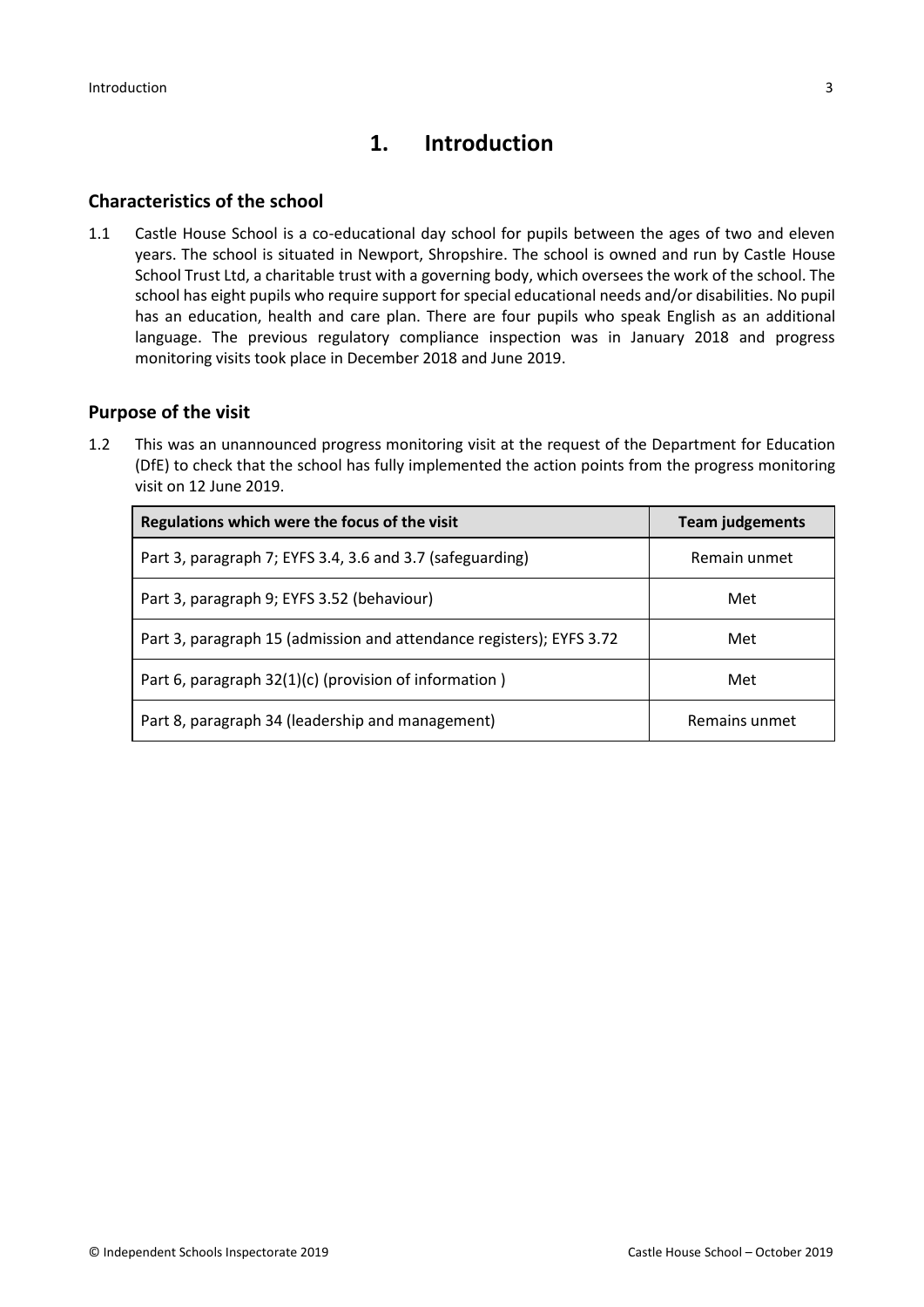# 1. Introduction

## Characteristics of the school

1.1 Castle House School is a co-educational day school for pupils between the ages of two and eleven years. The school is situated in Newport, Shropshire. The school is owned and run by Castle House School Trust Ltd, a charitable trust with a governing body, which oversees the work of the school. The school has eight pupils who require support for special educational needs and/or disabilities. No pupil has an education, health and care plan. There are four pupils who speak English as an additional language. The previous regulatory compliance inspection was in January 2018 and progress monitoring visits took place in December 2018 and June 2019.

## Purpose of the visit

1.2 This was an unannounced progress monitoring visit at the request of the Department for Education (DfE) to check that the school has fully implemented the action points from the progress monitoring visit on 12 June 2019.

| Regulations which were the focus of the visit | Team judgements |
|---|---|
| Part 3, paragraph 7; EYFS 3.4, 3.6 and 3.7 (safeguarding) | Remain unmet |
| Part 3, paragraph 9; EYFS 3.52 (behaviour) | Met |
| Part 3, paragraph 15 (admission and attendance registers); EYFS 3.72 | Met |
| Part 6, paragraph 32(1)(c) (provision of information ) | Met |
| Part 8, paragraph 34 (leadership and management) | Remains unmet |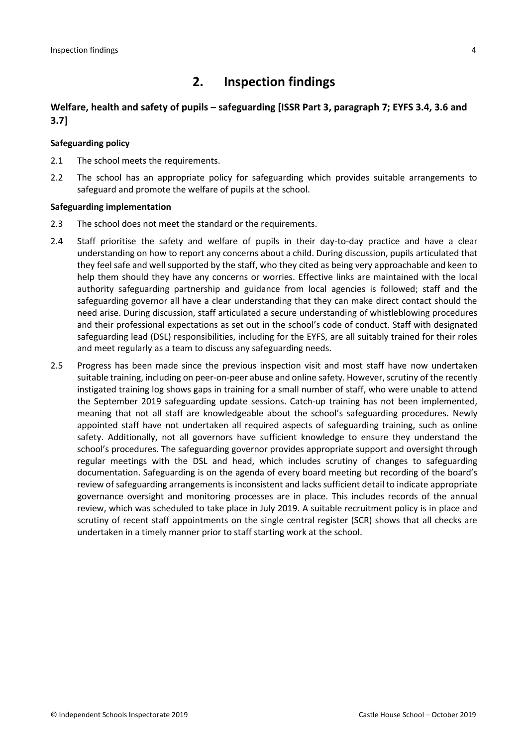## 2. Inspection findings

### Welfare, health and safety of pupils – safeguarding [ISSR Part 3, paragraph 7; EYFS 3.4, 3.6 and 3.7]

**Safeguarding policy**

2.1 The school meets the requirements.

2.2 The school has an appropriate policy for safeguarding which provides suitable arrangements to safeguard and promote the welfare of pupils at the school.

**Safeguarding implementation**

2.3 The school does not meet the standard or the requirements.

2.4 Staff prioritise the safety and welfare of pupils in their day-to-day practice and have a clear understanding on how to report any concerns about a child. During discussion, pupils articulated that they feel safe and well supported by the staff, who they cited as being very approachable and keen to help them should they have any concerns or worries. Effective links are maintained with the local authority safeguarding partnership and guidance from local agencies is followed; staff and the safeguarding governor all have a clear understanding that they can make direct contact should the need arise. During discussion, staff articulated a secure understanding of whistleblowing procedures and their professional expectations as set out in the school's code of conduct. Staff with designated safeguarding lead (DSL) responsibilities, including for the EYFS, are all suitably trained for their roles and meet regularly as a team to discuss any safeguarding needs.

2.5 Progress has been made since the previous inspection visit and most staff have now undertaken suitable training, including on peer-on-peer abuse and online safety. However, scrutiny of the recently instigated training log shows gaps in training for a small number of staff, who were unable to attend the September 2019 safeguarding update sessions. Catch-up training has not been implemented, meaning that not all staff are knowledgeable about the school's safeguarding procedures. Newly appointed staff have not undertaken all required aspects of safeguarding training, such as online safety. Additionally, not all governors have sufficient knowledge to ensure they understand the school's procedures. The safeguarding governor provides appropriate support and oversight through regular meetings with the DSL and head, which includes scrutiny of changes to safeguarding documentation. Safeguarding is on the agenda of every board meeting but recording of the board's review of safeguarding arrangements is inconsistent and lacks sufficient detail to indicate appropriate governance oversight and monitoring processes are in place. This includes records of the annual review, which was scheduled to take place in July 2019. A suitable recruitment policy is in place and scrutiny of recent staff appointments on the single central register (SCR) shows that all checks are undertaken in a timely manner prior to staff starting work at the school.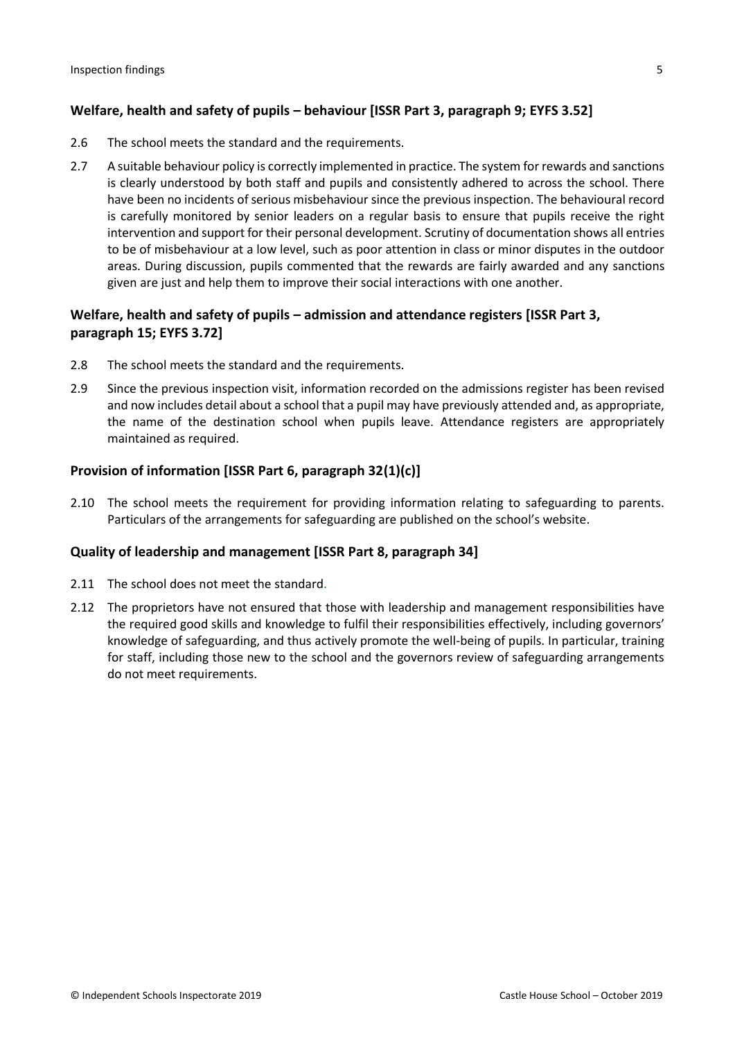### Welfare, health and safety of pupils – behaviour [ISSR Part 3, paragraph 9; EYFS 3.52]

2.6 The school meets the standard and the requirements.

2.7 A suitable behaviour policy is correctly implemented in practice. The system for rewards and sanctions is clearly understood by both staff and pupils and consistently adhered to across the school. There have been no incidents of serious misbehaviour since the previous inspection. The behavioural record is carefully monitored by senior leaders on a regular basis to ensure that pupils receive the right intervention and support for their personal development. Scrutiny of documentation shows all entries to be of misbehaviour at a low level, such as poor attention in class or minor disputes in the outdoor areas. During discussion, pupils commented that the rewards are fairly awarded and any sanctions given are just and help them to improve their social interactions with one another.

### Welfare, health and safety of pupils – admission and attendance registers [ISSR Part 3, paragraph 15; EYFS 3.72]

2.8 The school meets the standard and the requirements.

2.9 Since the previous inspection visit, information recorded on the admissions register has been revised and now includes detail about a school that a pupil may have previously attended and, as appropriate, the name of the destination school when pupils leave. Attendance registers are appropriately maintained as required.

### Provision of information [ISSR Part 6, paragraph 32(1)(c)]

2.10 The school meets the requirement for providing information relating to safeguarding to parents. Particulars of the arrangements for safeguarding are published on the school's website.

### Quality of leadership and management [ISSR Part 8, paragraph 34]

2.11 The school does not meet the standard.

2.12 The proprietors have not ensured that those with leadership and management responsibilities have the required good skills and knowledge to fulfil their responsibilities effectively, including governors' knowledge of safeguarding, and thus actively promote the well-being of pupils. In particular, training for staff, including those new to the school and the governors review of safeguarding arrangements do not meet requirements.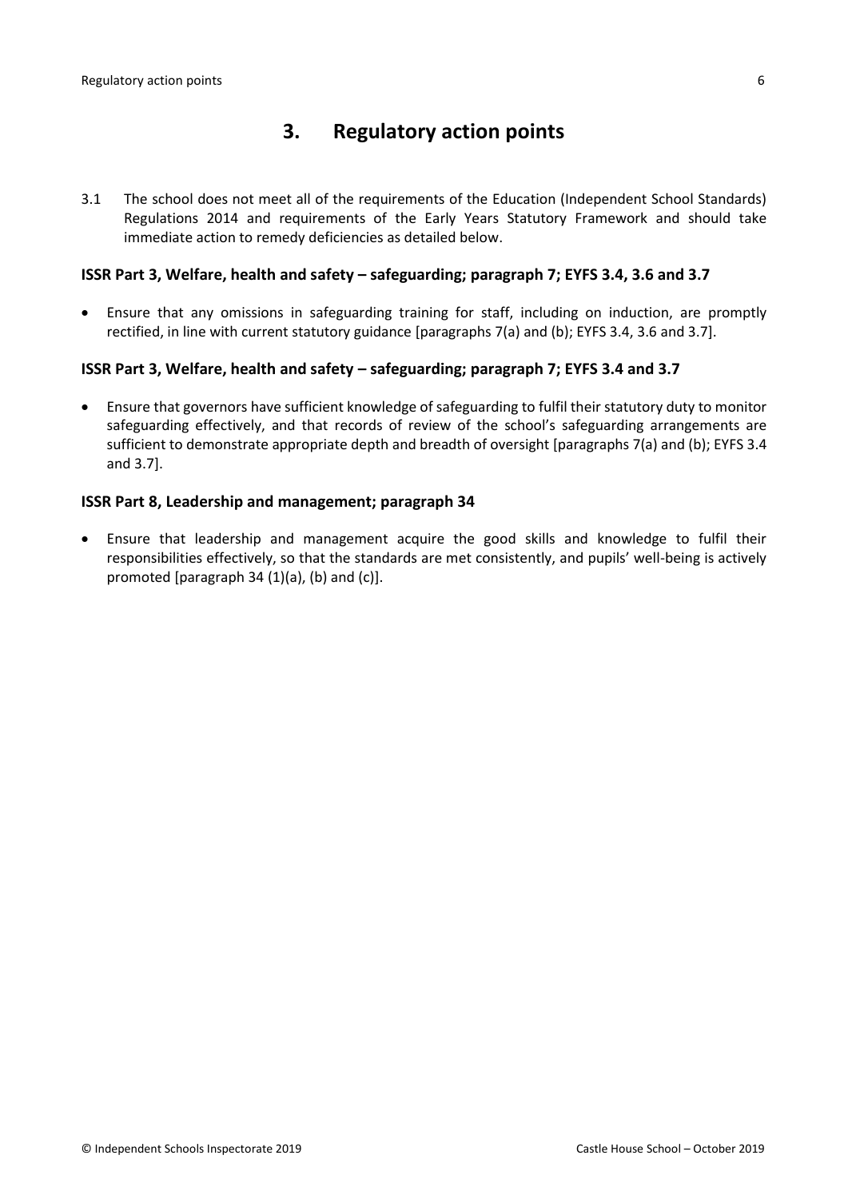## 3. Regulatory action points

3.1 The school does not meet all of the requirements of the Education (Independent School Standards) Regulations 2014 and requirements of the Early Years Statutory Framework and should take immediate action to remedy deficiencies as detailed below.

### ISSR Part 3, Welfare, health and safety – safeguarding; paragraph 7; EYFS 3.4, 3.6 and 3.7

- Ensure that any omissions in safeguarding training for staff, including on induction, are promptly rectified, in line with current statutory guidance [paragraphs 7(a) and (b); EYFS 3.4, 3.6 and 3.7].

### ISSR Part 3, Welfare, health and safety – safeguarding; paragraph 7; EYFS 3.4 and 3.7

- Ensure that governors have sufficient knowledge of safeguarding to fulfil their statutory duty to monitor safeguarding effectively, and that records of review of the school's safeguarding arrangements are sufficient to demonstrate appropriate depth and breadth of oversight [paragraphs 7(a) and (b); EYFS 3.4 and 3.7].

### ISSR Part 8, Leadership and management; paragraph 34

- Ensure that leadership and management acquire the good skills and knowledge to fulfil their responsibilities effectively, so that the standards are met consistently, and pupils' well-being is actively promoted [paragraph 34 (1)(a), (b) and (c)].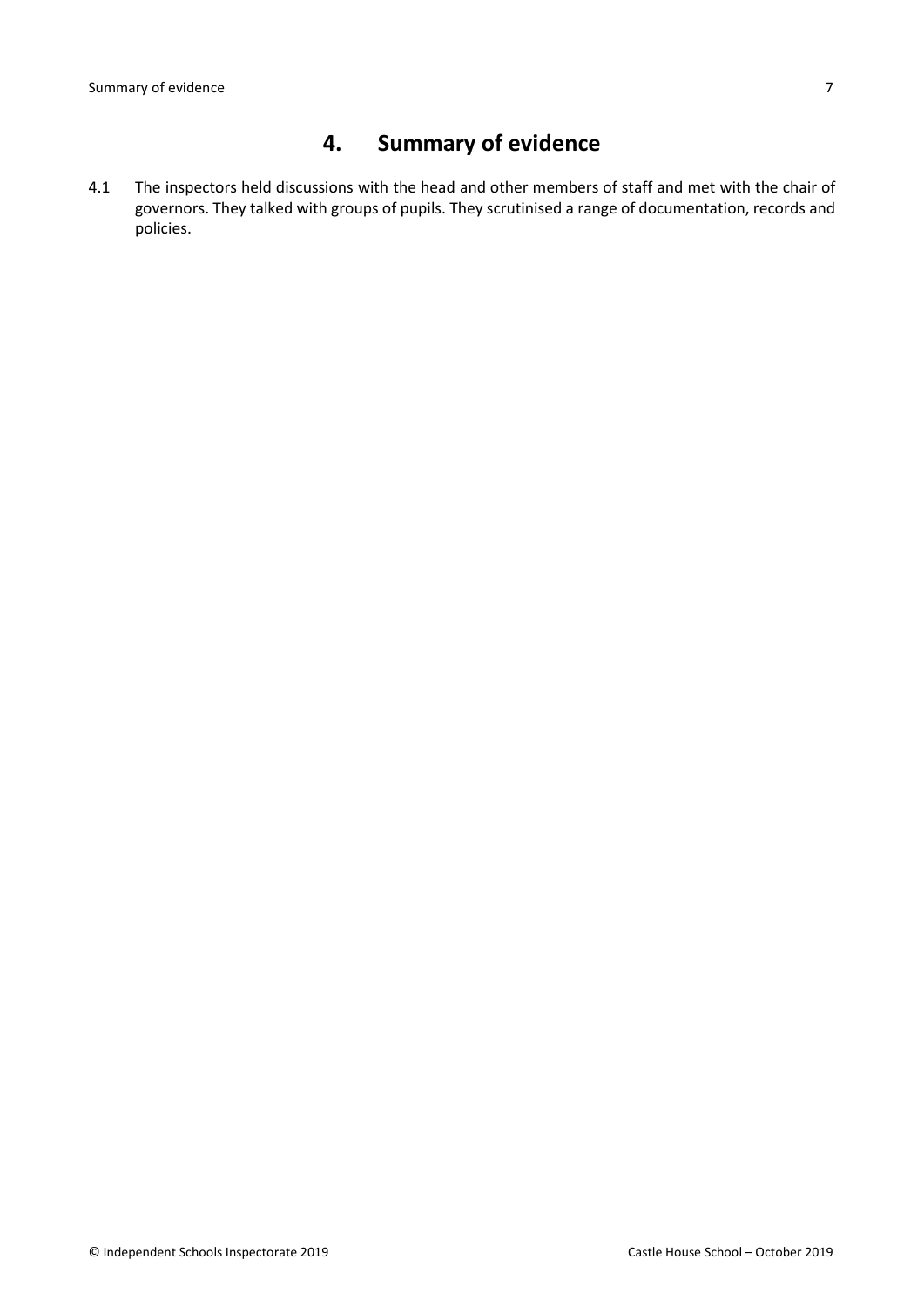## 4. Summary of evidence

4.1 The inspectors held discussions with the head and other members of staff and met with the chair of governors. They talked with groups of pupils. They scrutinised a range of documentation, records and policies.